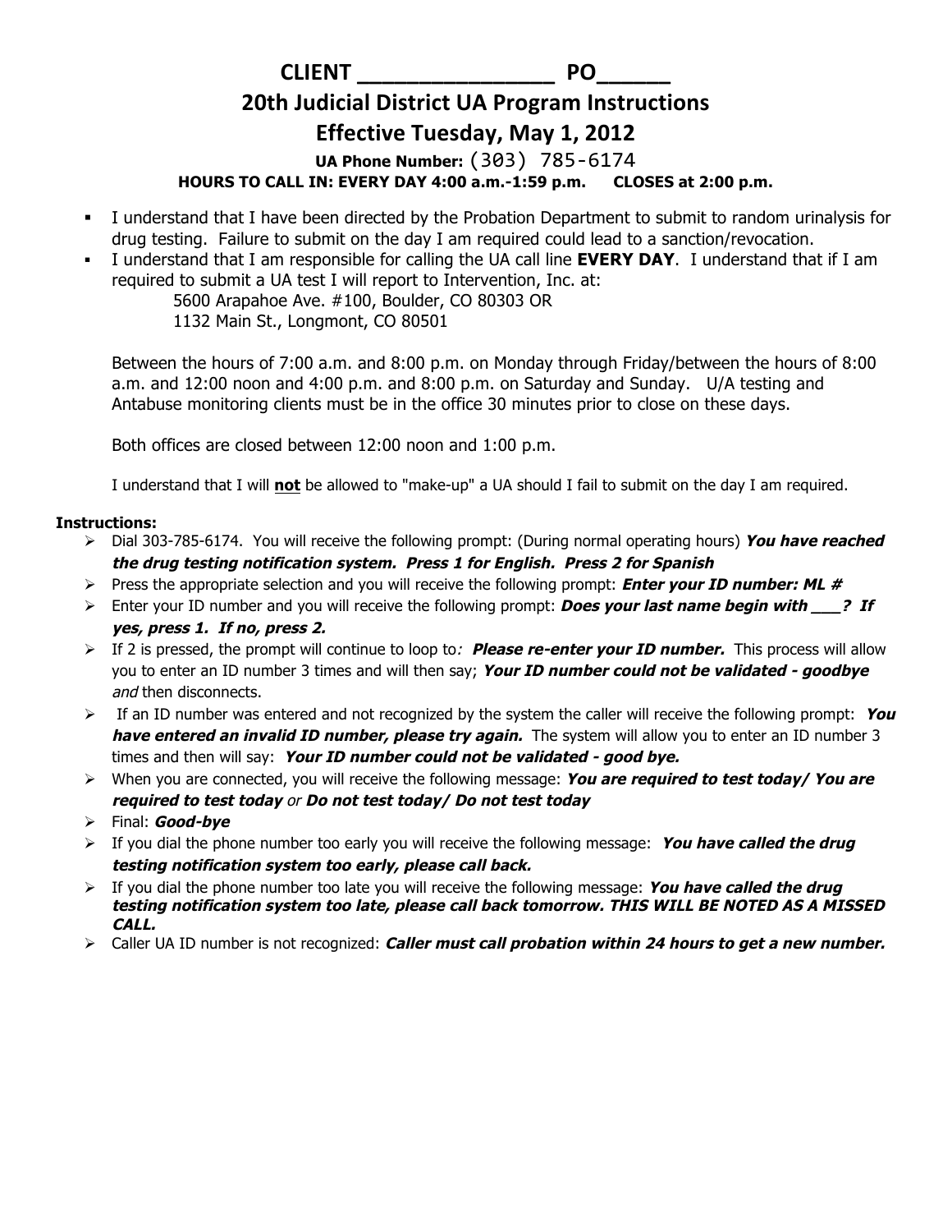# CLIENT ________________ PO______

## 20th Judicial District UA Program Instructions

## Effective Tuesday, May 1, 2012

**UA Phone Number:** (303) 785-6174

**HOURS TO CALL IN: EVERY DAY 4:00 a.m.-1:59 p.m. CLOSES at 2:00 p.m.**

- I understand that I have been directed by the Probation Department to submit to random urinalysis for drug testing. Failure to submit on the day I am required could lead to a sanction/revocation.
- I understand that I am responsible for calling the UA call line **EVERY DAY**. I understand that if I am required to submit a UA test I will report to Intervention, Inc. at:

  5600 Arapahoe Ave. #100, Boulder, CO 80303 OR
  1132 Main St., Longmont, CO 80501

  Between the hours of 7:00 a.m. and 8:00 p.m. on Monday through Friday/between the hours of 8:00 a.m. and 12:00 noon and 4:00 p.m. and 8:00 p.m. on Saturday and Sunday. U/A testing and Antabuse monitoring clients must be in the office 30 minutes prior to close on these days.

  Both offices are closed between 12:00 noon and 1:00 p.m.

  I understand that I will **not** be allowed to "make-up" a UA should I fail to submit on the day I am required.

**Instructions:**

- Dial 303-785-6174. You will receive the following prompt: (During normal operating hours) ***You have reached the drug testing notification system. Press 1 for English. Press 2 for Spanish***
- Press the appropriate selection and you will receive the following prompt: ***Enter your ID number: ML #***
- Enter your ID number and you will receive the following prompt: ***Does your last name begin with ___? If yes, press 1. If no, press 2.***
- If 2 is pressed, the prompt will continue to loop to*:* ***Please re-enter your ID number.*** This process will allow you to enter an ID number 3 times and will then say; ***Your ID number could not be validated - goodbye*** *and* then disconnects.
- If an ID number was entered and not recognized by the system the caller will receive the following prompt: ***You have entered an invalid ID number, please try again.*** The system will allow you to enter an ID number 3 times and then will say: ***Your ID number could not be validated - good bye.***
- When you are connected, you will receive the following message: ***You are required to test today/ You are required to test today*** *or* ***Do not test today/ Do not test today***
- Final: ***Good-bye***
- If you dial the phone number too early you will receive the following message: ***You have called the drug testing notification system too early, please call back.***
- If you dial the phone number too late you will receive the following message: ***You have called the drug testing notification system too late, please call back tomorrow. THIS WILL BE NOTED AS A MISSED CALL.***
- Caller UA ID number is not recognized: ***Caller must call probation within 24 hours to get a new number.***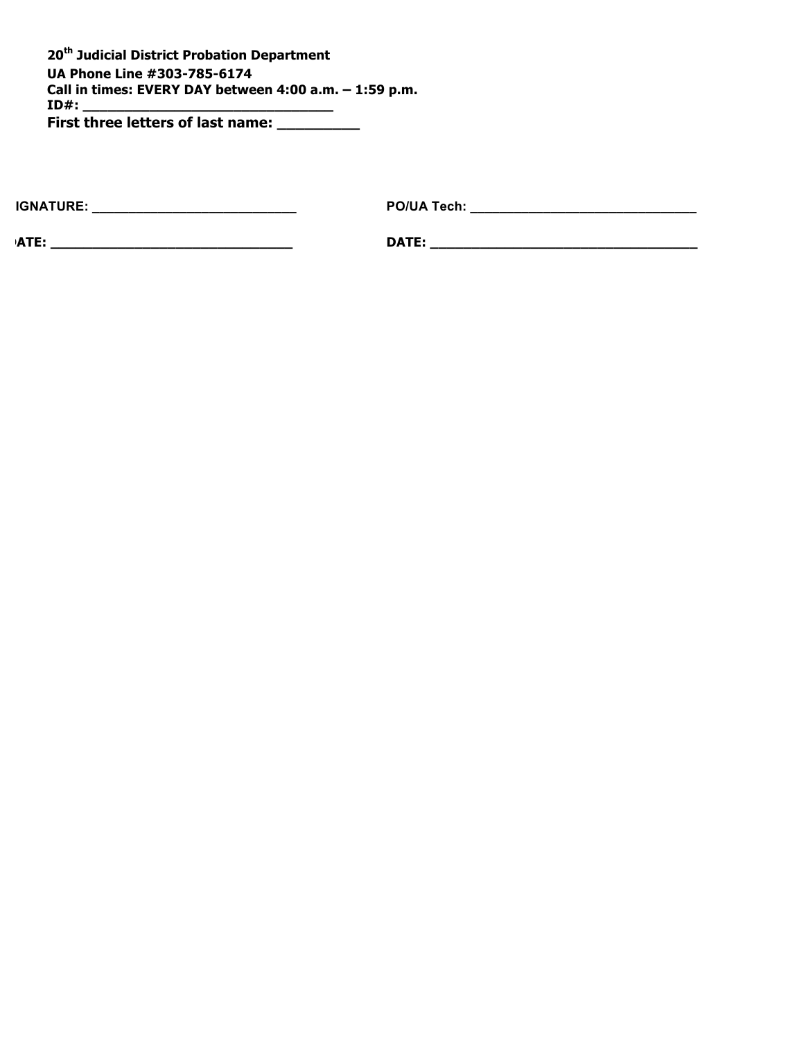**20th Judicial District Probation Department**
**UA Phone Line #303-785-6174**
**Call in times: EVERY DAY between 4:00 a.m. – 1:59 p.m.**
**ID#: ______________________________**
**First three letters of last name: _________**

**IGNATURE: ___________________________** **PO/UA Tech: ______________________________**

**ATE: ______________________________** **DATE: ___________________________________**